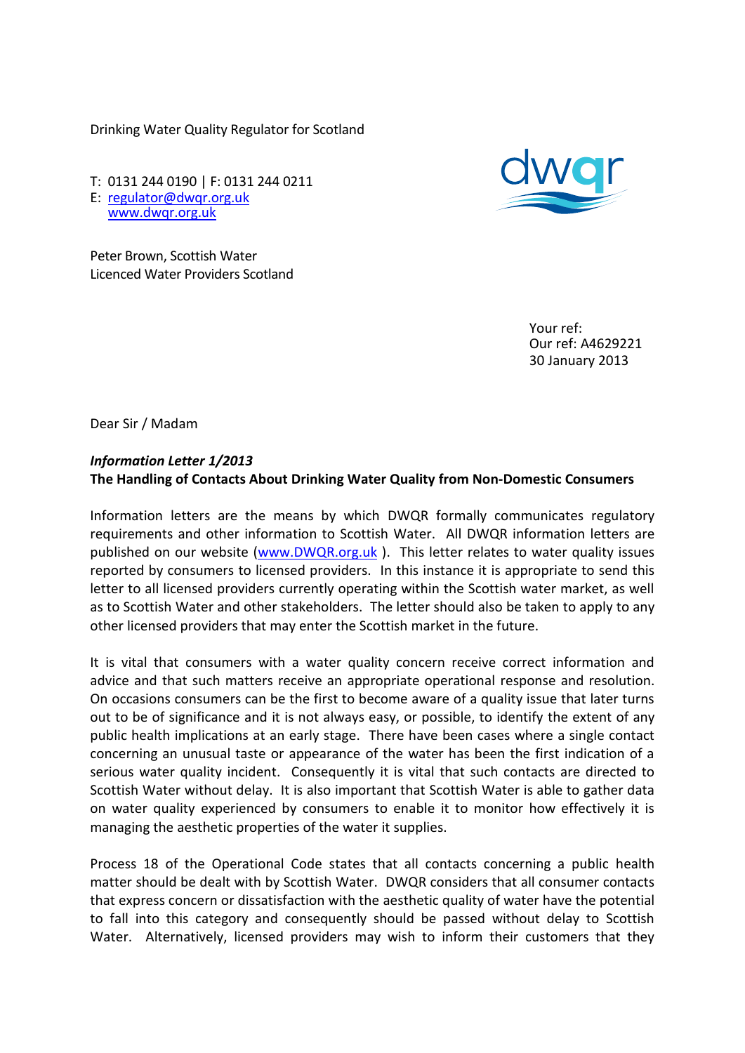Drinking Water Quality Regulator for Scotland

T: 0131 244 0190 | F: 0131 244 0211
E: regulator@dwqr.org.uk
www.dwqr.org.uk

Peter Brown, Scottish Water
Licenced Water Providers Scotland

Your ref:
Our ref: A4629221
30 January 2013

Dear Sir / Madam

***Information Letter 1/2013***
**The Handling of Contacts About Drinking Water Quality from Non-Domestic Consumers**

Information letters are the means by which DWQR formally communicates regulatory requirements and other information to Scottish Water. All DWQR information letters are published on our website (www.DWQR.org.uk ). This letter relates to water quality issues reported by consumers to licensed providers. In this instance it is appropriate to send this letter to all licensed providers currently operating within the Scottish water market, as well as to Scottish Water and other stakeholders. The letter should also be taken to apply to any other licensed providers that may enter the Scottish market in the future.

It is vital that consumers with a water quality concern receive correct information and advice and that such matters receive an appropriate operational response and resolution. On occasions consumers can be the first to become aware of a quality issue that later turns out to be of significance and it is not always easy, or possible, to identify the extent of any public health implications at an early stage. There have been cases where a single contact concerning an unusual taste or appearance of the water has been the first indication of a serious water quality incident. Consequently it is vital that such contacts are directed to Scottish Water without delay. It is also important that Scottish Water is able to gather data on water quality experienced by consumers to enable it to monitor how effectively it is managing the aesthetic properties of the water it supplies.

Process 18 of the Operational Code states that all contacts concerning a public health matter should be dealt with by Scottish Water. DWQR considers that all consumer contacts that express concern or dissatisfaction with the aesthetic quality of water have the potential to fall into this category and consequently should be passed without delay to Scottish Water. Alternatively, licensed providers may wish to inform their customers that they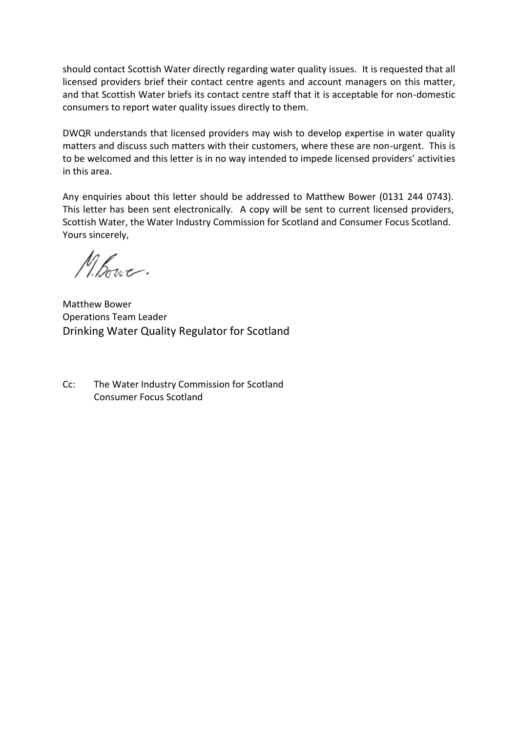should contact Scottish Water directly regarding water quality issues. It is requested that all licensed providers brief their contact centre agents and account managers on this matter, and that Scottish Water briefs its contact centre staff that it is acceptable for non-domestic consumers to report water quality issues directly to them.

DWQR understands that licensed providers may wish to develop expertise in water quality matters and discuss such matters with their customers, where these are non-urgent. This is to be welcomed and this letter is in no way intended to impede licensed providers' activities in this area.

Any enquiries about this letter should be addressed to Matthew Bower (0131 244 0743). This letter has been sent electronically. A copy will be sent to current licensed providers, Scottish Water, the Water Industry Commission for Scotland and Consumer Focus Scotland.
Yours sincerely,

M.Bower.

Matthew Bower
Operations Team Leader
Drinking Water Quality Regulator for Scotland

Cc: The Water Industry Commission for Scotland
Consumer Focus Scotland